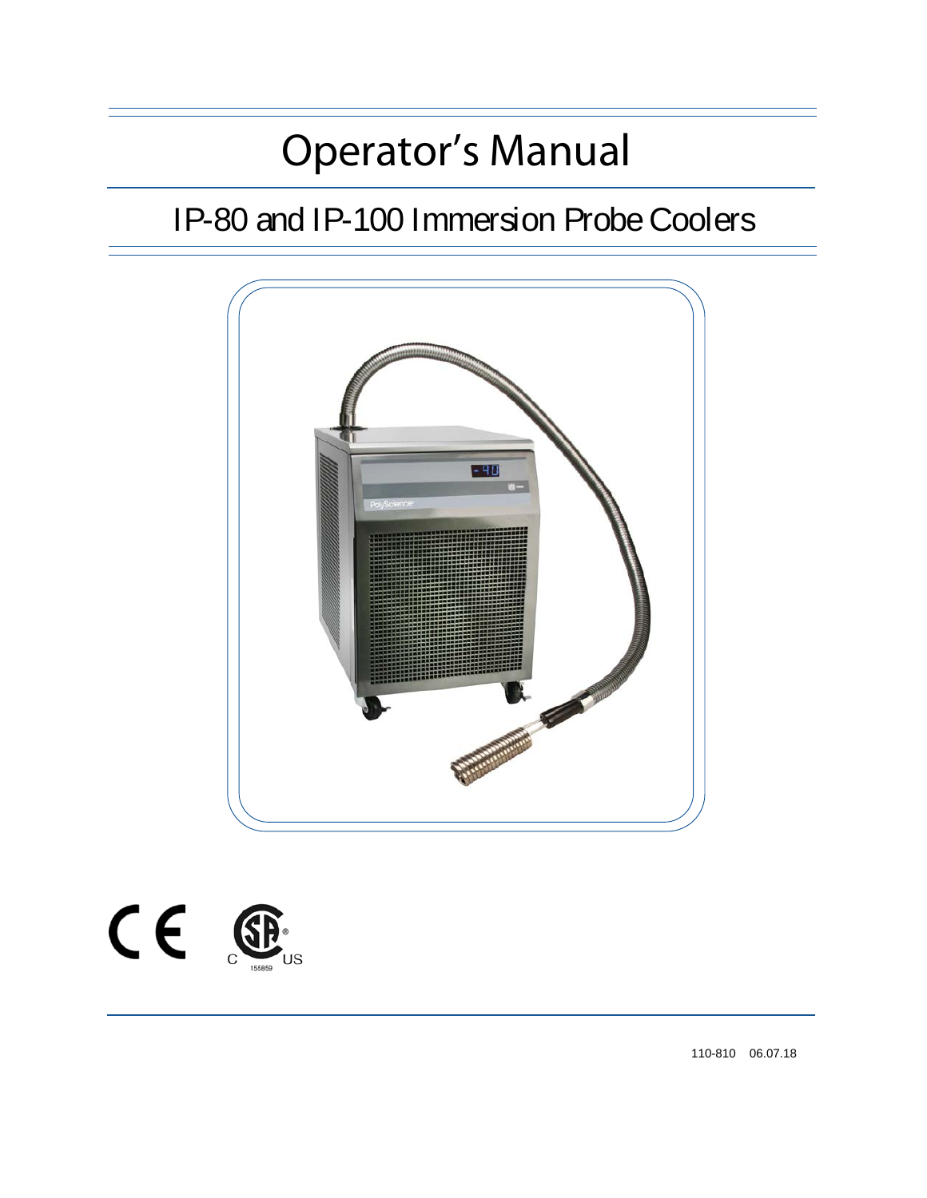# Operator's Manual

## IP-80 and IP-100 Immersion Probe Coolers

110-810 06.07.18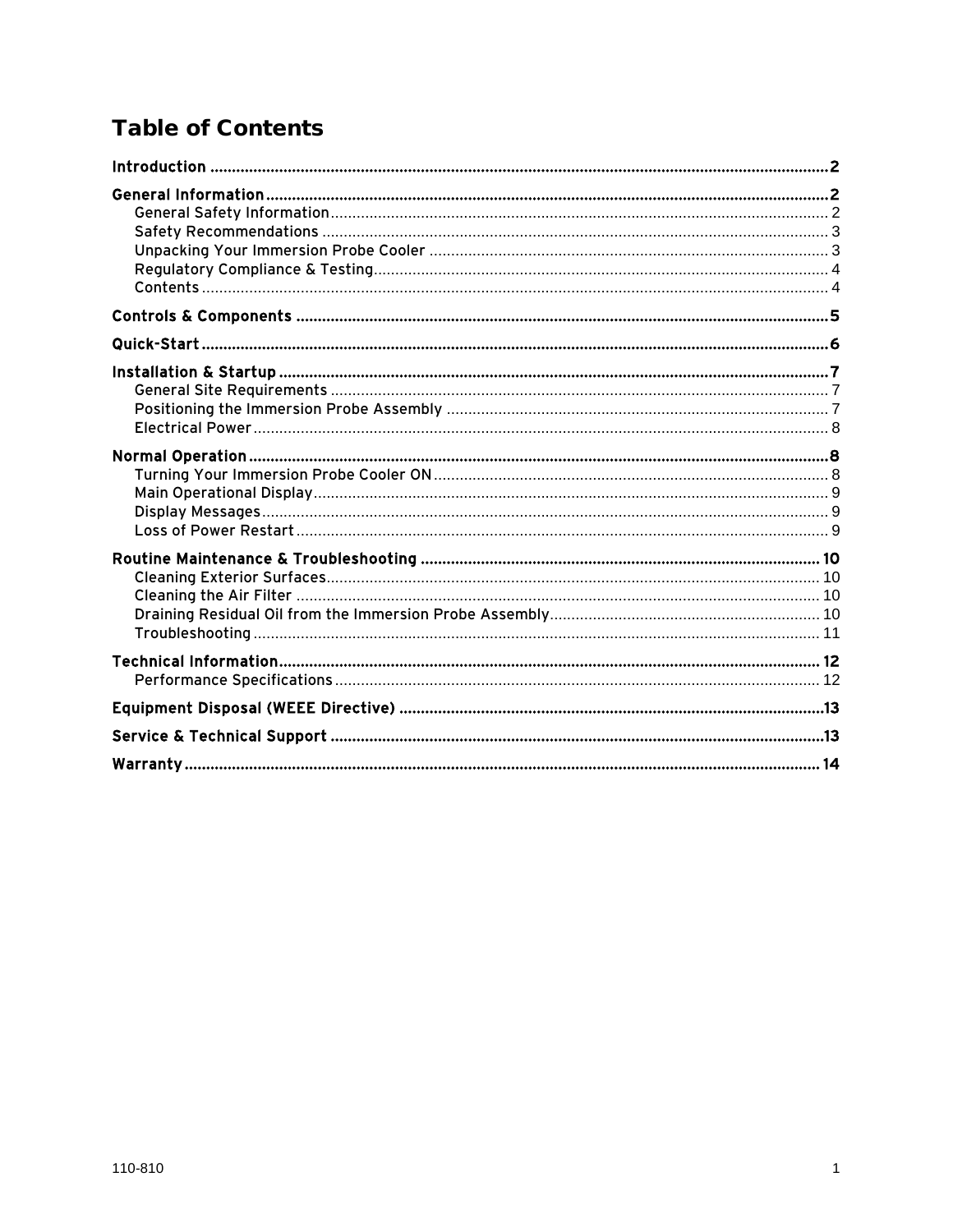# Table of Contents

**Introduction** .................................................................................................... **2**

**General Information** .................................................................................................... **2**

- General Safety Information .................................................................................................... 2
- Safety Recommendations .................................................................................................... 3
- Unpacking Your Immersion Probe Cooler .................................................................................................... 3
- Regulatory Compliance & Testing .................................................................................................... 4
- Contents .................................................................................................... 4

**Controls & Components** .................................................................................................... **5**

**Quick-Start** .................................................................................................... **6**

**Installation & Startup** .................................................................................................... **7**

- General Site Requirements .................................................................................................... 7
- Positioning the Immersion Probe Assembly .................................................................................................... 7
- Electrical Power .................................................................................................... 8

**Normal Operation** .................................................................................................... **8**

- Turning Your Immersion Probe Cooler ON .................................................................................................... 8
- Main Operational Display .................................................................................................... 9
- Display Messages .................................................................................................... 9
- Loss of Power Restart .................................................................................................... 9

**Routine Maintenance & Troubleshooting** .................................................................................................... **10**

- Cleaning Exterior Surfaces .................................................................................................... 10
- Cleaning the Air Filter .................................................................................................... 10
- Draining Residual Oil from the Immersion Probe Assembly .................................................................................................... 10
- Troubleshooting .................................................................................................... 11

**Technical Information** .................................................................................................... **12**

- Performance Specifications .................................................................................................... 12

**Equipment Disposal (WEEE Directive)** .................................................................................................... **13**

**Service & Technical Support** .................................................................................................... **13**

**Warranty** .................................................................................................... **14**

110-810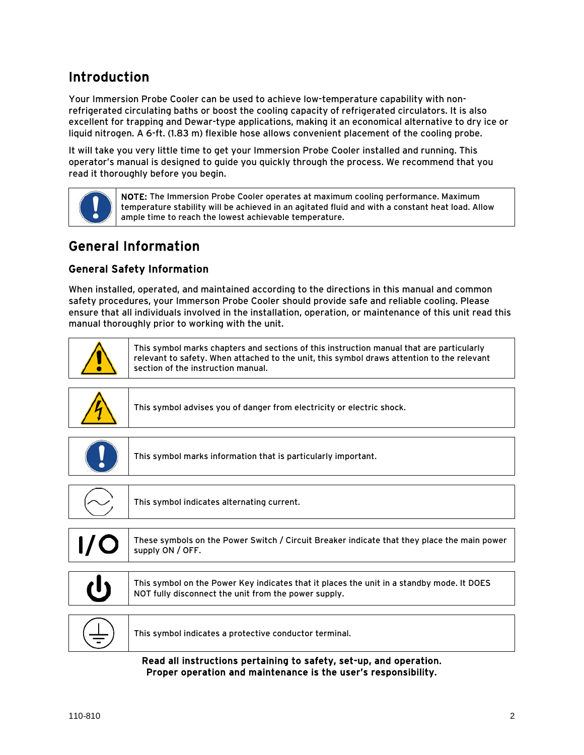# Introduction

Your Immersion Probe Cooler can be used to achieve low-temperature capability with non-refrigerated circulating baths or boost the cooling capacity of refrigerated circulators. It is also excellent for trapping and Dewar-type applications, making it an economical alternative to dry ice or liquid nitrogen. A 6-ft. (1.83 m) flexible hose allows convenient placement of the cooling probe.

It will take you very little time to get your Immersion Probe Cooler installed and running. This operator's manual is designed to guide you quickly through the process. We recommend that you read it thoroughly before you begin.

**NOTE:** The Immersion Probe Cooler operates at maximum cooling performance. Maximum temperature stability will be achieved in an agitated fluid and with a constant heat load. Allow ample time to reach the lowest achievable temperature.

# General Information

## General Safety Information

When installed, operated, and maintained according to the directions in this manual and common safety procedures, your Immerson Probe Cooler should provide safe and reliable cooling. Please ensure that all individuals involved in the installation, operation, or maintenance of this unit read this manual thoroughly prior to working with the unit.

| Symbol | Description |
| --- | --- |
| | This symbol marks chapters and sections of this instruction manual that are particularly relevant to safety. When attached to the unit, this symbol draws attention to the relevant section of the instruction manual. |
| | This symbol advises you of danger from electricity or electric shock. |
| | This symbol marks information that is particularly important. |
| | This symbol indicates alternating current. |
| I/O | These symbols on the Power Switch / Circuit Breaker indicate that they place the main power supply ON / OFF. |
| | This symbol on the Power Key indicates that it places the unit in a standby mode. It DOES NOT fully disconnect the unit from the power supply. |
| | This symbol indicates a protective conductor terminal. |

**Read all instructions pertaining to safety, set-up, and operation.**
**Proper operation and maintenance is the user's responsibility.**

110-810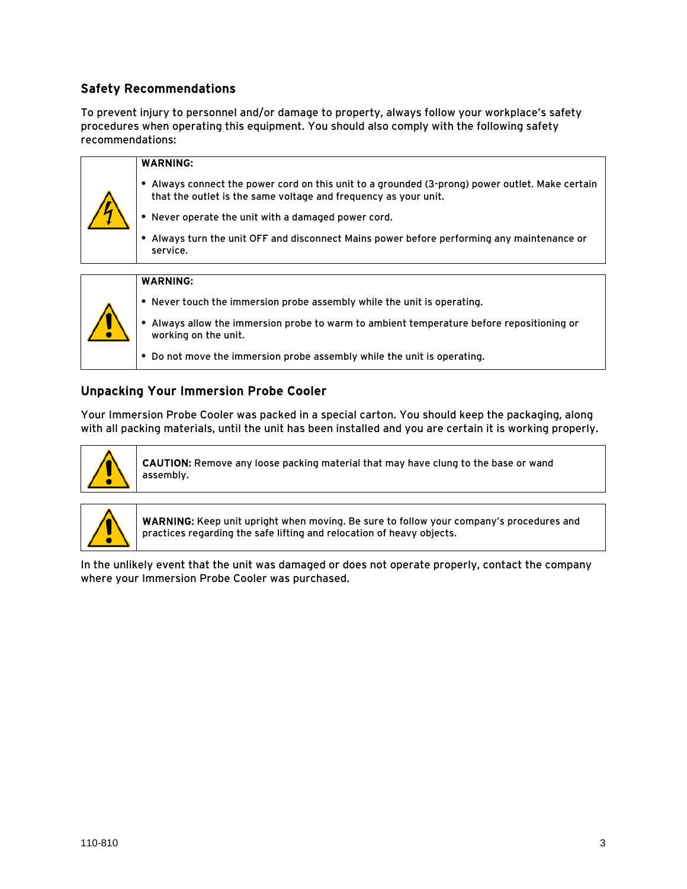## Safety Recommendations

To prevent injury to personnel and/or damage to property, always follow your workplace's safety procedures when operating this equipment. You should also comply with the following safety recommendations:

**WARNING:**

- Always connect the power cord on this unit to a grounded (3-prong) power outlet. Make certain that the outlet is the same voltage and frequency as your unit.
- Never operate the unit with a damaged power cord.
- Always turn the unit OFF and disconnect Mains power before performing any maintenance or service.

**WARNING:**

- Never touch the immersion probe assembly while the unit is operating.
- Always allow the immersion probe to warm to ambient temperature before repositioning or working on the unit.
- Do not move the immersion probe assembly while the unit is operating.

## Unpacking Your Immersion Probe Cooler

Your Immersion Probe Cooler was packed in a special carton. You should keep the packaging, along with all packing materials, until the unit has been installed and you are certain it is working properly.

**CAUTION:** Remove any loose packing material that may have clung to the base or wand assembly.

**WARNING:** Keep unit upright when moving. Be sure to follow your company's procedures and practices regarding the safe lifting and relocation of heavy objects.

In the unlikely event that the unit was damaged or does not operate properly, contact the company where your Immersion Probe Cooler was purchased.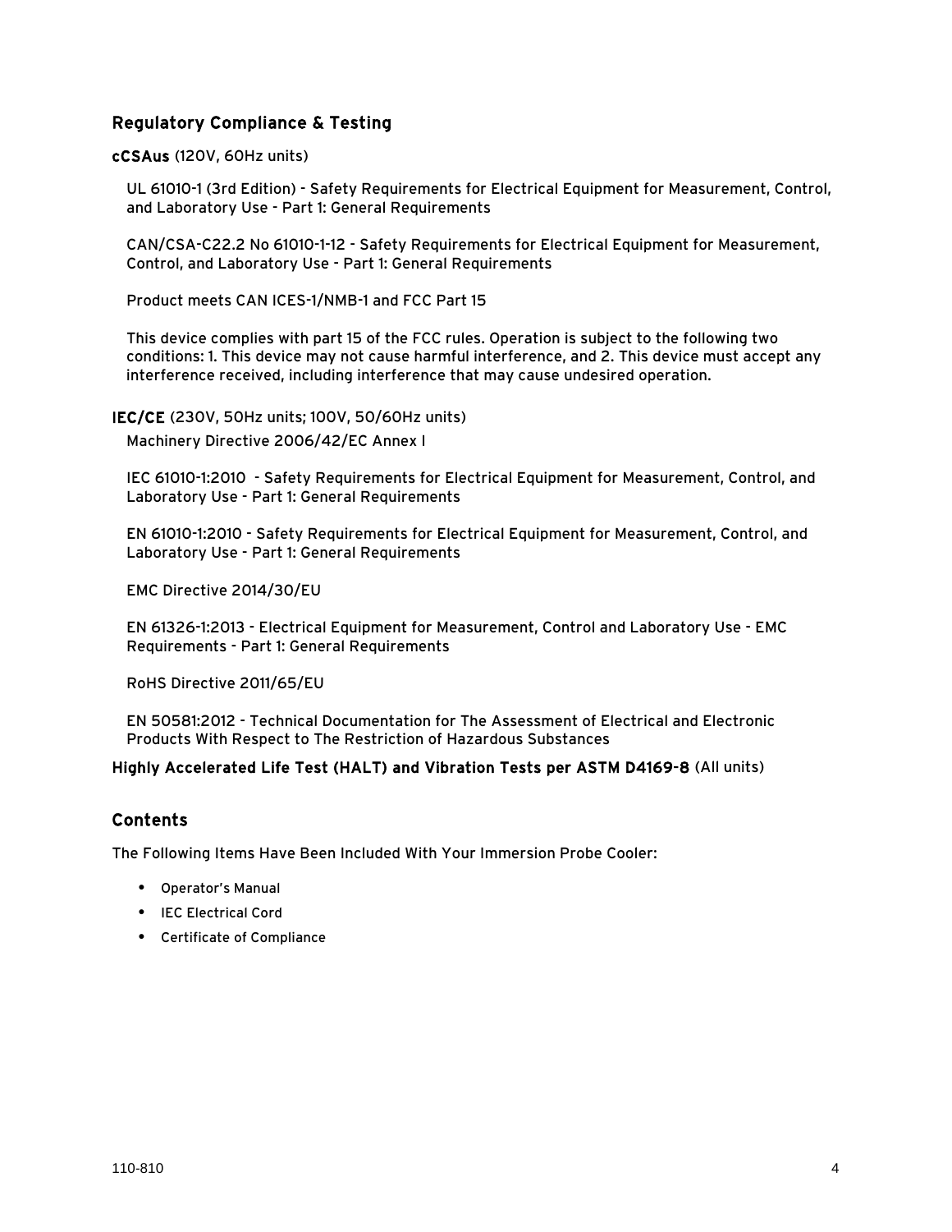## Regulatory Compliance & Testing

**cCSAus** (120V, 60Hz units)

UL 61010-1 (3rd Edition) - Safety Requirements for Electrical Equipment for Measurement, Control, and Laboratory Use - Part 1: General Requirements

CAN/CSA-C22.2 No 61010-1-12 - Safety Requirements for Electrical Equipment for Measurement, Control, and Laboratory Use - Part 1: General Requirements

Product meets CAN ICES-1/NMB-1 and FCC Part 15

This device complies with part 15 of the FCC rules. Operation is subject to the following two conditions: 1. This device may not cause harmful interference, and 2. This device must accept any interference received, including interference that may cause undesired operation.

**IEC/CE** (230V, 50Hz units; 100V, 50/60Hz units)

Machinery Directive 2006/42/EC Annex I

IEC 61010-1:2010 - Safety Requirements for Electrical Equipment for Measurement, Control, and Laboratory Use - Part 1: General Requirements

EN 61010-1:2010 - Safety Requirements for Electrical Equipment for Measurement, Control, and Laboratory Use - Part 1: General Requirements

EMC Directive 2014/30/EU

EN 61326-1:2013 - Electrical Equipment for Measurement, Control and Laboratory Use - EMC Requirements - Part 1: General Requirements

RoHS Directive 2011/65/EU

EN 50581:2012 - Technical Documentation for The Assessment of Electrical and Electronic Products With Respect to The Restriction of Hazardous Substances

**Highly Accelerated Life Test (HALT) and Vibration Tests per ASTM D4169-8** (All units)

## Contents

The Following Items Have Been Included With Your Immersion Probe Cooler:

- Operator's Manual
- IEC Electrical Cord
- Certificate of Compliance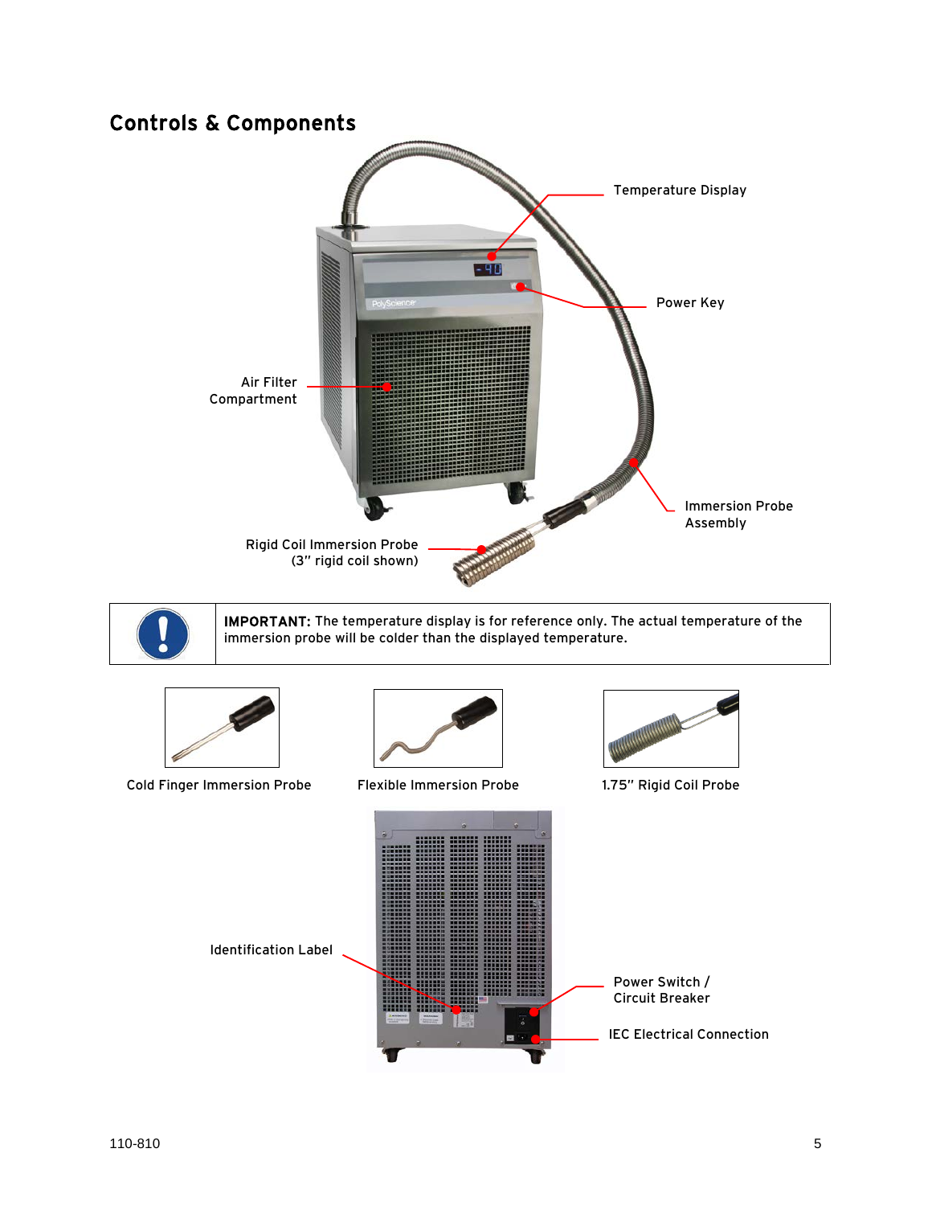## Controls & Components

Temperature Display

Power Key

Air Filter Compartment

Immersion Probe Assembly

Rigid Coil Immersion Probe (3″ rigid coil shown)

**IMPORTANT:** The temperature display is for reference only. The actual temperature of the immersion probe will be colder than the displayed temperature.

Cold Finger Immersion Probe

Flexible Immersion Probe

1.75″ Rigid Coil Probe

Identification Label

Power Switch / Circuit Breaker

IEC Electrical Connection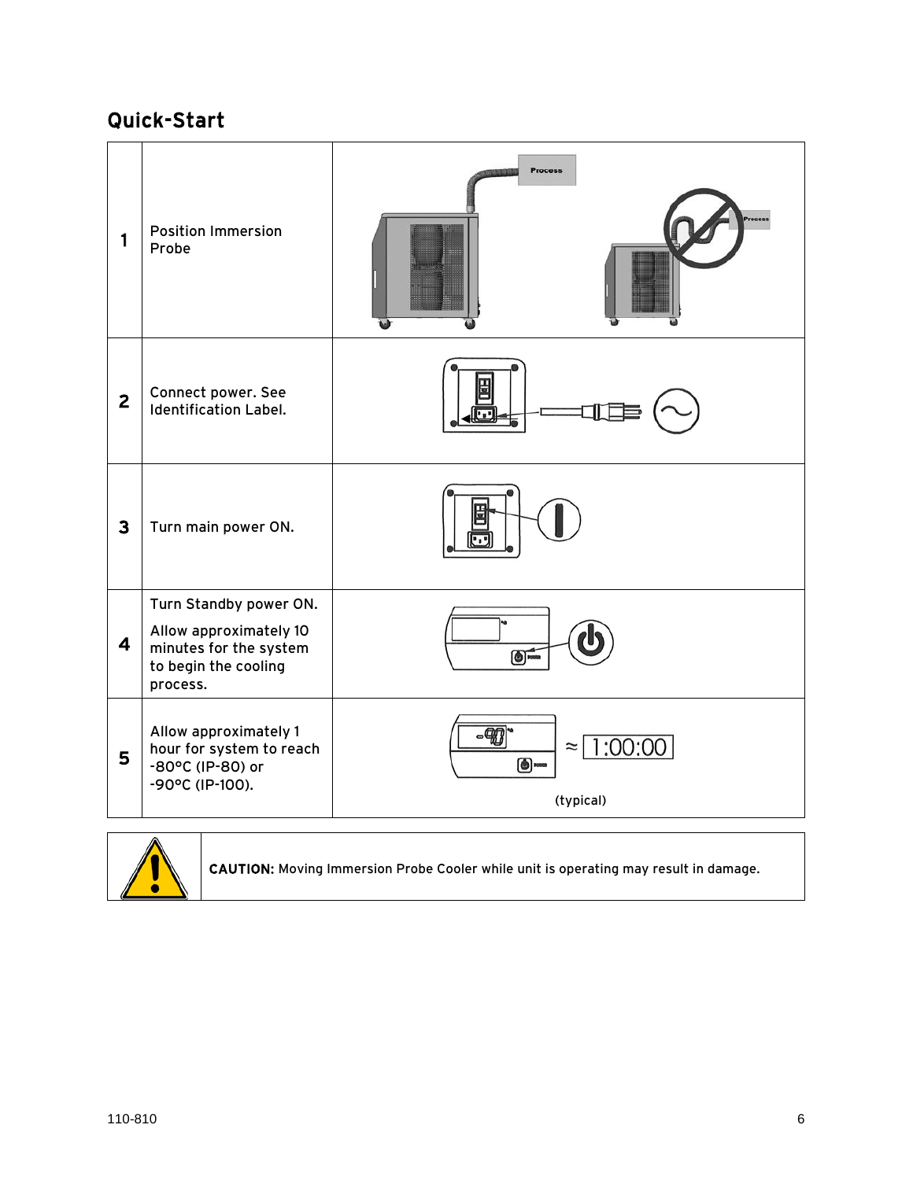## Quick-Start

| | | |
|---|---|---|
| 1 | Position Immersion Probe | |
| 2 | Connect power. See Identification Label. | |
| 3 | Turn main power ON. | |
| 4 | Turn Standby power ON.<br><br>Allow approximately 10 minutes for the system to begin the cooling process. | |
| 5 | Allow approximately 1 hour for system to reach -80°C (IP-80) or -90°C (IP-100). | ≈ 1:00:00<br><br>(typical) |

**CAUTION:** Moving Immersion Probe Cooler while unit is operating may result in damage.

110-810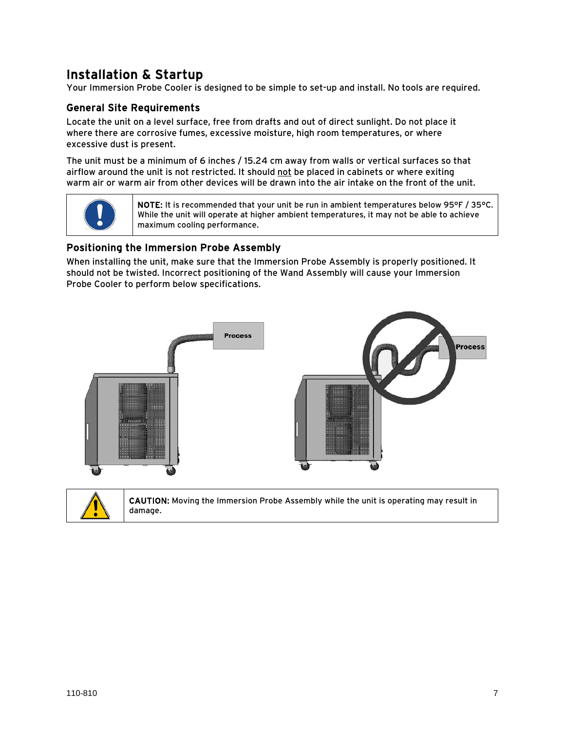# Installation & Startup

Your Immersion Probe Cooler is designed to be simple to set-up and install. No tools are required.

## General Site Requirements

Locate the unit on a level surface, free from drafts and out of direct sunlight. Do not place it where there are corrosive fumes, excessive moisture, high room temperatures, or where excessive dust is present.

The unit must be a minimum of 6 inches / 15.24 cm away from walls or vertical surfaces so that airflow around the unit is not restricted. It should not be placed in cabinets or where exiting warm air or warm air from other devices will be drawn into the air intake on the front of the unit.

**NOTE:** It is recommended that your unit be run in ambient temperatures below 95°F / 35°C. While the unit will operate at higher ambient temperatures, it may not be able to achieve maximum cooling performance.

## Positioning the Immersion Probe Assembly

When installing the unit, make sure that the Immersion Probe Assembly is properly positioned. It should not be twisted. Incorrect positioning of the Wand Assembly will cause your Immersion Probe Cooler to perform below specifications.

**CAUTION:** Moving the Immersion Probe Assembly while the unit is operating may result in damage.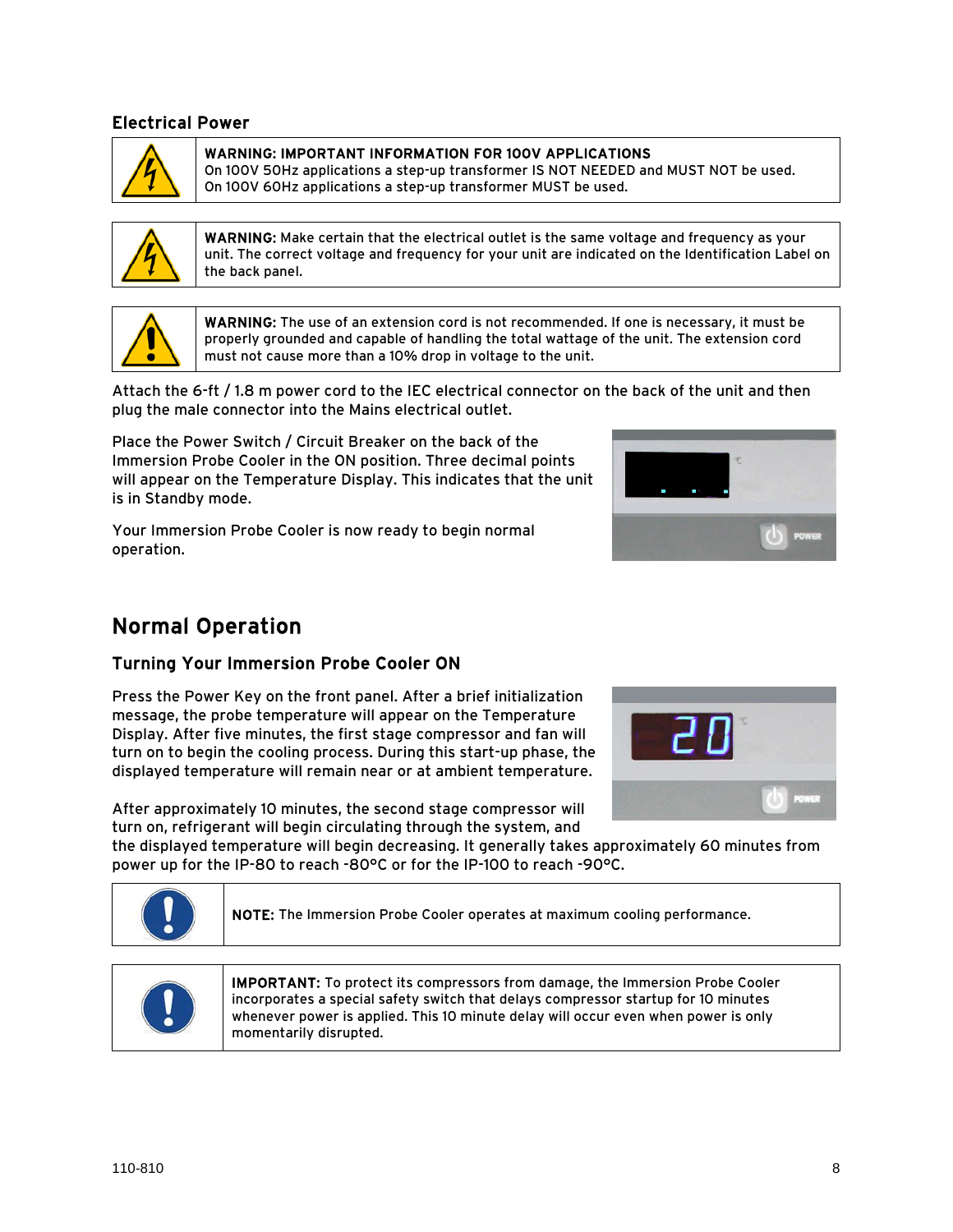### Electrical Power

**WARNING: IMPORTANT INFORMATION FOR 100V APPLICATIONS**
On 100V 50Hz applications a step-up transformer IS NOT NEEDED and MUST NOT be used.
On 100V 60Hz applications a step-up transformer MUST be used.

**WARNING:** Make certain that the electrical outlet is the same voltage and frequency as your unit. The correct voltage and frequency for your unit are indicated on the Identification Label on the back panel.

**WARNING:** The use of an extension cord is not recommended. If one is necessary, it must be properly grounded and capable of handling the total wattage of the unit. The extension cord must not cause more than a 10% drop in voltage to the unit.

Attach the 6-ft / 1.8 m power cord to the IEC electrical connector on the back of the unit and then plug the male connector into the Mains electrical outlet.

Place the Power Switch / Circuit Breaker on the back of the Immersion Probe Cooler in the ON position. Three decimal points will appear on the Temperature Display. This indicates that the unit is in Standby mode.

Your Immersion Probe Cooler is now ready to begin normal operation.

## Normal Operation

### Turning Your Immersion Probe Cooler ON

Press the Power Key on the front panel. After a brief initialization message, the probe temperature will appear on the Temperature Display. After five minutes, the first stage compressor and fan will turn on to begin the cooling process. During this start-up phase, the displayed temperature will remain near or at ambient temperature.

After approximately 10 minutes, the second stage compressor will turn on, refrigerant will begin circulating through the system, and the displayed temperature will begin decreasing. It generally takes approximately 60 minutes from power up for the IP-80 to reach -80°C or for the IP-100 to reach -90°C.

**NOTE:** The Immersion Probe Cooler operates at maximum cooling performance.

**IMPORTANT:** To protect its compressors from damage, the Immersion Probe Cooler incorporates a special safety switch that delays compressor startup for 10 minutes whenever power is applied. This 10 minute delay will occur even when power is only momentarily disrupted.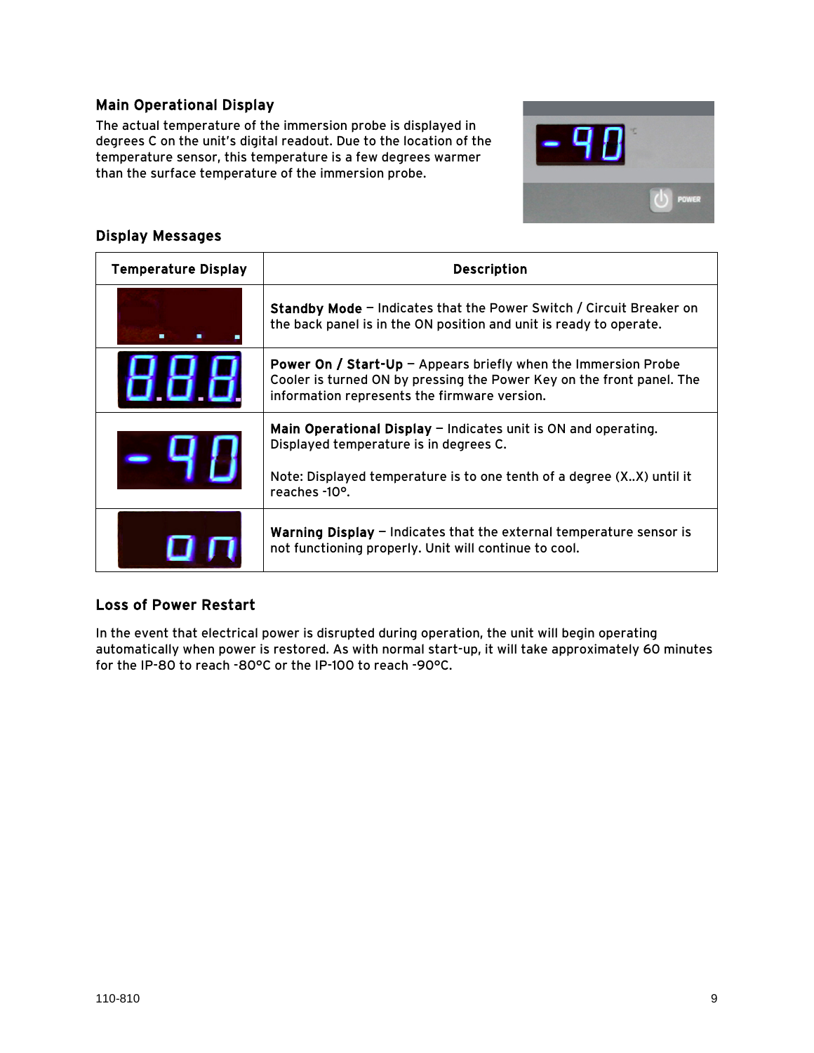### Main Operational Display

The actual temperature of the immersion probe is displayed in degrees C on the unit's digital readout. Due to the location of the temperature sensor, this temperature is a few degrees warmer than the surface temperature of the immersion probe.

### Display Messages

| Temperature Display | Description |
|---|---|
| | **Standby Mode** — Indicates that the Power Switch / Circuit Breaker on the back panel is in the ON position and unit is ready to operate. |
| | **Power On / Start-Up** — Appears briefly when the Immersion Probe Cooler is turned ON by pressing the Power Key on the front panel. The information represents the firmware version. |
| | **Main Operational Display** — Indicates unit is ON and operating. Displayed temperature is in degrees C.<br><br>Note: Displayed temperature is to one tenth of a degree (X..X) until it reaches -10°. |
| | **Warning Display** — Indicates that the external temperature sensor is not functioning properly. Unit will continue to cool. |

### Loss of Power Restart

In the event that electrical power is disrupted during operation, the unit will begin operating automatically when power is restored. As with normal start-up, it will take approximately 60 minutes for the IP-80 to reach -80°C or the IP-100 to reach -90°C.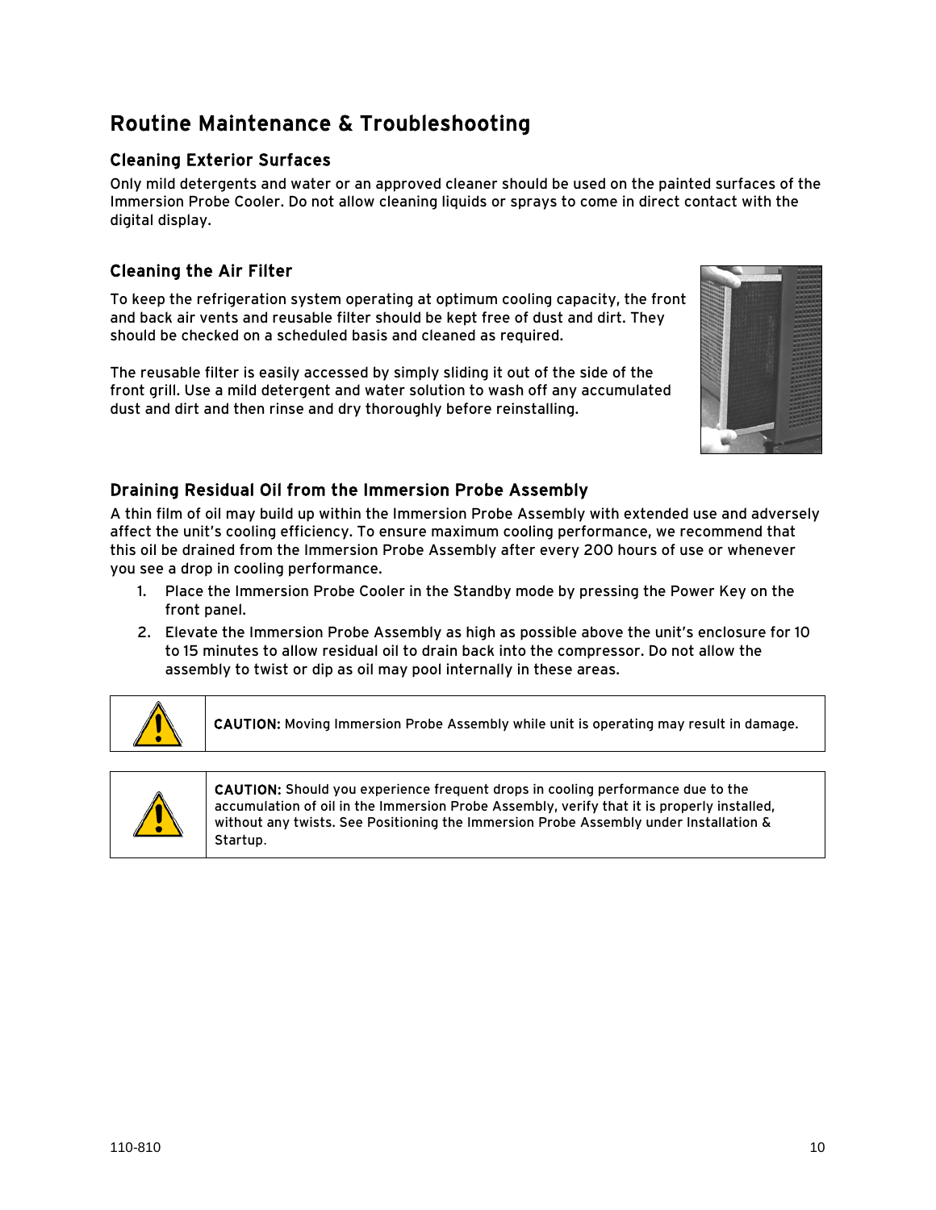# Routine Maintenance & Troubleshooting

## Cleaning Exterior Surfaces

Only mild detergents and water or an approved cleaner should be used on the painted surfaces of the Immersion Probe Cooler. Do not allow cleaning liquids or sprays to come in direct contact with the digital display.

## Cleaning the Air Filter

To keep the refrigeration system operating at optimum cooling capacity, the front and back air vents and reusable filter should be kept free of dust and dirt. They should be checked on a scheduled basis and cleaned as required.

The reusable filter is easily accessed by simply sliding it out of the side of the front grill. Use a mild detergent and water solution to wash off any accumulated dust and dirt and then rinse and dry thoroughly before reinstalling.

## Draining Residual Oil from the Immersion Probe Assembly

A thin film of oil may build up within the Immersion Probe Assembly with extended use and adversely affect the unit's cooling efficiency. To ensure maximum cooling performance, we recommend that this oil be drained from the Immersion Probe Assembly after every 200 hours of use or whenever you see a drop in cooling performance.

1. Place the Immersion Probe Cooler in the Standby mode by pressing the Power Key on the front panel.
2. Elevate the Immersion Probe Assembly as high as possible above the unit's enclosure for 10 to 15 minutes to allow residual oil to drain back into the compressor. Do not allow the assembly to twist or dip as oil may pool internally in these areas.

**CAUTION:** Moving Immersion Probe Assembly while unit is operating may result in damage.

**CAUTION:** Should you experience frequent drops in cooling performance due to the accumulation of oil in the Immersion Probe Assembly, verify that it is properly installed, without any twists. See Positioning the Immersion Probe Assembly under Installation & Startup.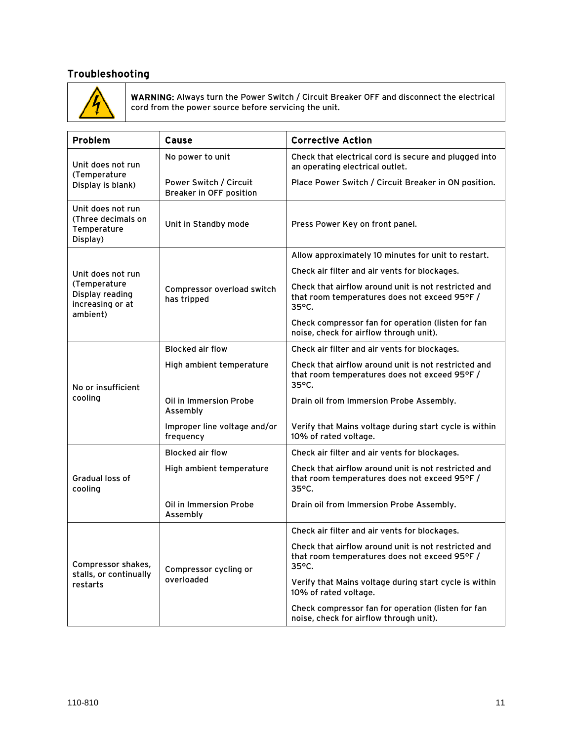## Troubleshooting

**WARNING:** Always turn the Power Switch / Circuit Breaker OFF and disconnect the electrical cord from the power source before servicing the unit.

| Problem | Cause | Corrective Action |
|---|---|---|
| Unit does not run (Temperature Display is blank) | No power to unit | Check that electrical cord is secure and plugged into an operating electrical outlet. |
| | Power Switch / Circuit Breaker in OFF position | Place Power Switch / Circuit Breaker in ON position. |
| Unit does not run (Three decimals on Temperature Display) | Unit in Standby mode | Press Power Key on front panel. |
| Unit does not run (Temperature Display reading increasing or at ambient) | Compressor overload switch has tripped | Allow approximately 10 minutes for unit to restart.<br>Check air filter and air vents for blockages.<br>Check that airflow around unit is not restricted and that room temperatures does not exceed 95°F / 35°C.<br>Check compressor fan for operation (listen for fan noise, check for airflow through unit). |
| No or insufficient cooling | Blocked air flow | Check air filter and air vents for blockages. |
| | High ambient temperature | Check that airflow around unit is not restricted and that room temperatures does not exceed 95°F / 35°C. |
| | Oil in Immersion Probe Assembly | Drain oil from Immersion Probe Assembly. |
| | Improper line voltage and/or frequency | Verify that Mains voltage during start cycle is within 10% of rated voltage. |
| Gradual loss of cooling | Blocked air flow | Check air filter and air vents for blockages. |
| | High ambient temperature | Check that airflow around unit is not restricted and that room temperatures does not exceed 95°F / 35°C. |
| | Oil in Immersion Probe Assembly | Drain oil from Immersion Probe Assembly. |
| Compressor shakes, stalls, or continually restarts | Compressor cycling or overloaded | Check air filter and air vents for blockages.<br>Check that airflow around unit is not restricted and that room temperatures does not exceed 95°F / 35°C.<br>Verify that Mains voltage during start cycle is within 10% of rated voltage.<br>Check compressor fan for operation (listen for fan noise, check for airflow through unit). |

110-810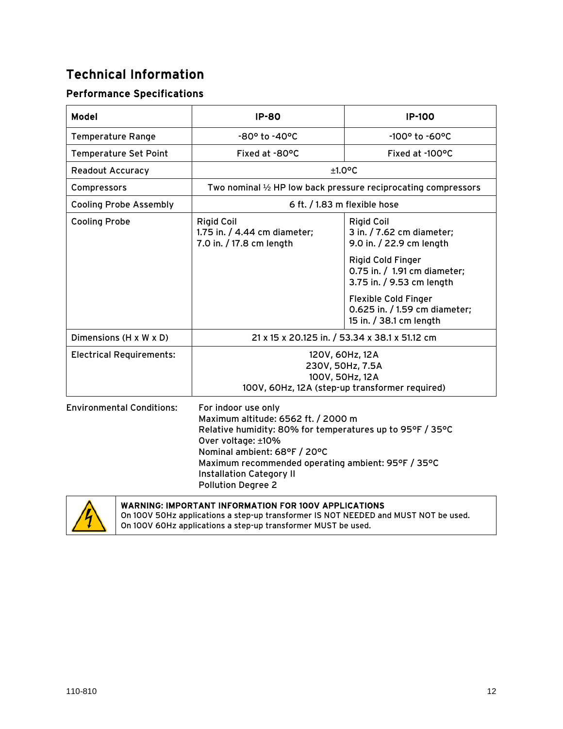# Technical Information

## Performance Specifications

| Model | IP-80 | IP-100 |
|---|---|---|
| Temperature Range | -80° to -40°C | -100° to -60°C |
| Temperature Set Point | Fixed at -80°C | Fixed at -100°C |
| Readout Accuracy | ±1.0°C | |
| Compressors | Two nominal ½ HP low back pressure reciprocating compressors | |
| Cooling Probe Assembly | 6 ft. / 1.83 m flexible hose | |
| Cooling Probe | Rigid Coil<br>1.75 in. / 4.44 cm diameter;<br>7.0 in. / 17.8 cm length | Rigid Coil<br>3 in. / 7.62 cm diameter;<br>9.0 in. / 22.9 cm length<br><br>Rigid Cold Finger<br>0.75 in. / 1.91 cm diameter;<br>3.75 in. / 9.53 cm length<br><br>Flexible Cold Finger<br>0.625 in. / 1.59 cm diameter;<br>15 in. / 38.1 cm length |
| Dimensions (H x W x D) | 21 x 15 x 20.125 in. / 53.34 x 38.1 x 51.12 cm | |
| Electrical Requirements: | 120V, 60Hz, 12A<br>230V, 50Hz, 7.5A<br>100V, 50Hz, 12A<br>100V, 60Hz, 12A (step-up transformer required) | |

Environmental Conditions:

For indoor use only
Maximum altitude: 6562 ft. / 2000 m
Relative humidity: 80% for temperatures up to 95°F / 35°C
Over voltage: ±10%
Nominal ambient: 68°F / 20°C
Maximum recommended operating ambient: 95°F / 35°C
Installation Category II
Pollution Degree 2

**WARNING: IMPORTANT INFORMATION FOR 100V APPLICATIONS**
On 100V 50Hz applications a step-up transformer IS NOT NEEDED and MUST NOT be used.
On 100V 60Hz applications a step-up transformer MUST be used.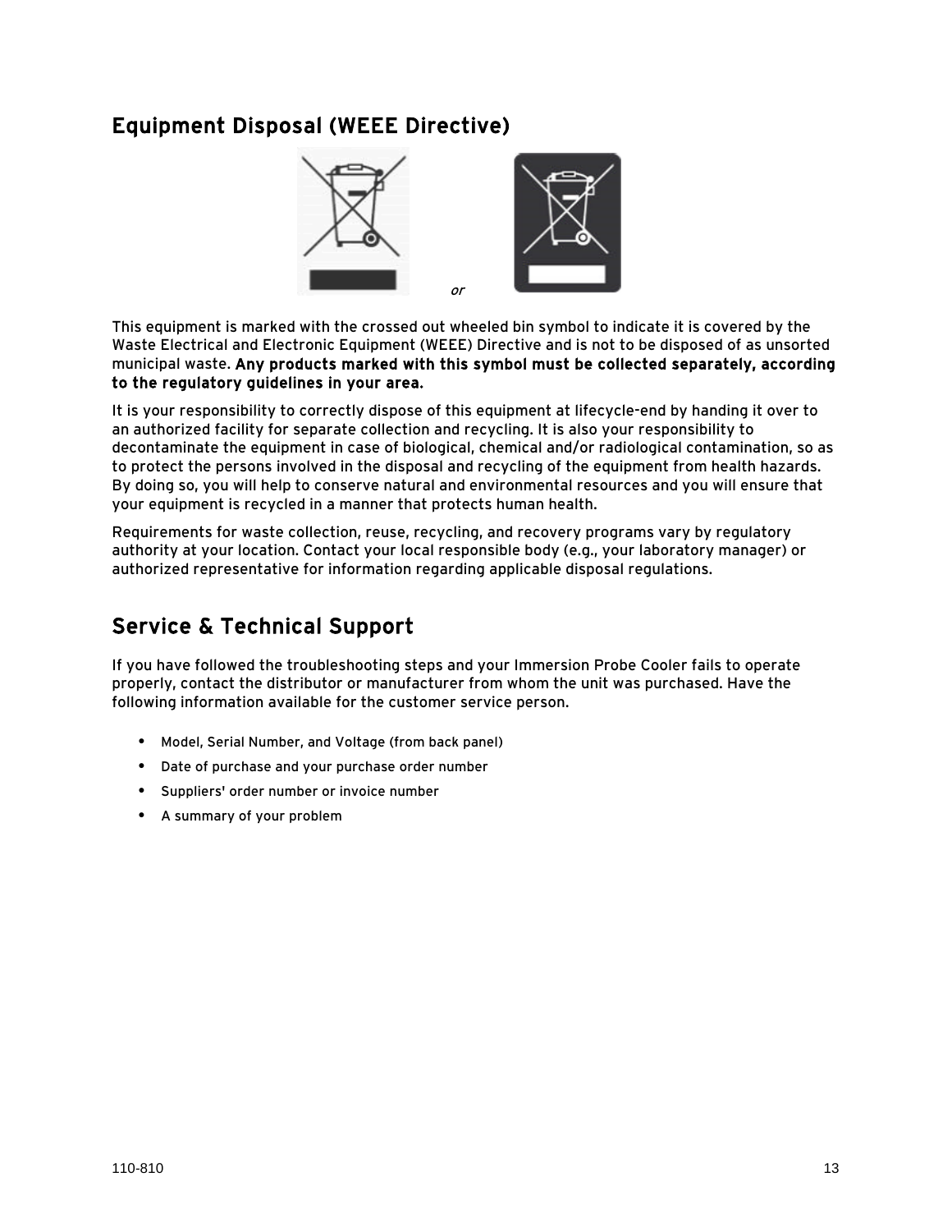## Equipment Disposal (WEEE Directive)

*or*

This equipment is marked with the crossed out wheeled bin symbol to indicate it is covered by the Waste Electrical and Electronic Equipment (WEEE) Directive and is not to be disposed of as unsorted municipal waste. **Any products marked with this symbol must be collected separately, according to the regulatory guidelines in your area.**

It is your responsibility to correctly dispose of this equipment at lifecycle-end by handing it over to an authorized facility for separate collection and recycling. It is also your responsibility to decontaminate the equipment in case of biological, chemical and/or radiological contamination, so as to protect the persons involved in the disposal and recycling of the equipment from health hazards. By doing so, you will help to conserve natural and environmental resources and you will ensure that your equipment is recycled in a manner that protects human health.

Requirements for waste collection, reuse, recycling, and recovery programs vary by regulatory authority at your location. Contact your local responsible body (e.g., your laboratory manager) or authorized representative for information regarding applicable disposal regulations.

## Service & Technical Support

If you have followed the troubleshooting steps and your Immersion Probe Cooler fails to operate properly, contact the distributor or manufacturer from whom the unit was purchased. Have the following information available for the customer service person.

- Model, Serial Number, and Voltage (from back panel)
- Date of purchase and your purchase order number
- Suppliers' order number or invoice number
- A summary of your problem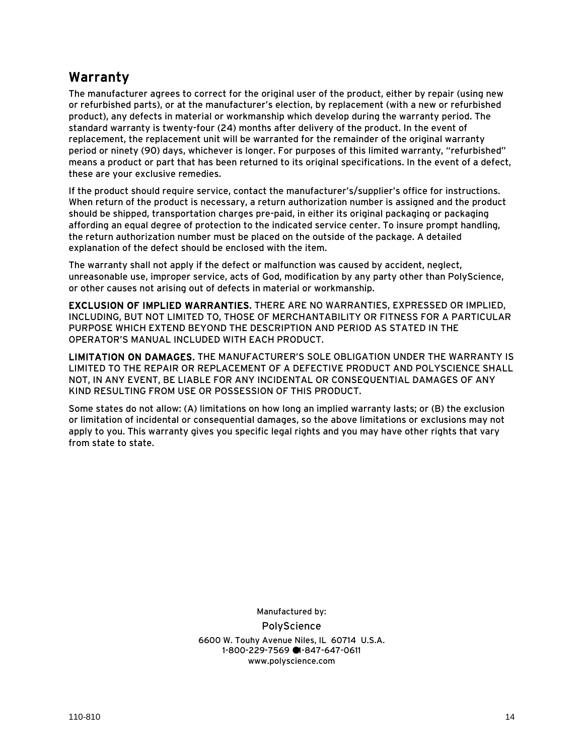## Warranty

The manufacturer agrees to correct for the original user of the product, either by repair (using new or refurbished parts), or at the manufacturer's election, by replacement (with a new or refurbished product), any defects in material or workmanship which develop during the warranty period. The standard warranty is twenty-four (24) months after delivery of the product. In the event of replacement, the replacement unit will be warranted for the remainder of the original warranty period or ninety (90) days, whichever is longer. For purposes of this limited warranty, "refurbished" means a product or part that has been returned to its original specifications. In the event of a defect, these are your exclusive remedies.

If the product should require service, contact the manufacturer's/supplier's office for instructions. When return of the product is necessary, a return authorization number is assigned and the product should be shipped, transportation charges pre-paid, in either its original packaging or packaging affording an equal degree of protection to the indicated service center. To insure prompt handling, the return authorization number must be placed on the outside of the package. A detailed explanation of the defect should be enclosed with the item.

The warranty shall not apply if the defect or malfunction was caused by accident, neglect, unreasonable use, improper service, acts of God, modification by any party other than PolyScience, or other causes not arising out of defects in material or workmanship.

**EXCLUSION OF IMPLIED WARRANTIES.** THERE ARE NO WARRANTIES, EXPRESSED OR IMPLIED, INCLUDING, BUT NOT LIMITED TO, THOSE OF MERCHANTABILITY OR FITNESS FOR A PARTICULAR PURPOSE WHICH EXTEND BEYOND THE DESCRIPTION AND PERIOD AS STATED IN THE OPERATOR'S MANUAL INCLUDED WITH EACH PRODUCT.

**LIMITATION ON DAMAGES.** THE MANUFACTURER'S SOLE OBLIGATION UNDER THE WARRANTY IS LIMITED TO THE REPAIR OR REPLACEMENT OF A DEFECTIVE PRODUCT AND POLYSCIENCE SHALL NOT, IN ANY EVENT, BE LIABLE FOR ANY INCIDENTAL OR CONSEQUENTIAL DAMAGES OF ANY KIND RESULTING FROM USE OR POSSESSION OF THIS PRODUCT.

Some states do not allow: (A) limitations on how long an implied warranty lasts; or (B) the exclusion or limitation of incidental or consequential damages, so the above limitations or exclusions may not apply to you. This warranty gives you specific legal rights and you may have other rights that vary from state to state.

Manufactured by:

PolyScience

6600 W. Touhy Avenue Niles, IL 60714 U.S.A.

1-800-229-7569 ● 1-847-647-0611

www.polyscience.com